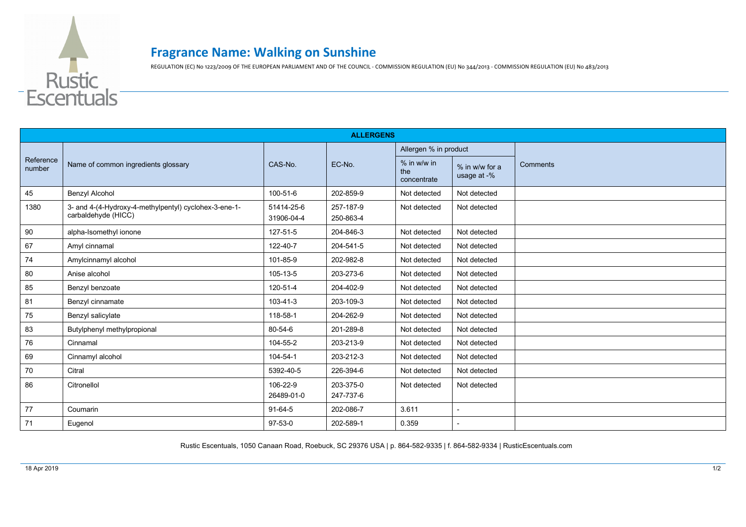# Fragrance Name: Walking on Sunshine

REGULATION (EC) No 1223/2009 OF THE EUROPEAN PARLIAMENT AND OF THE COUNCIL - COMMISSION REGULATION (EU) No 344/2013 - COMMISSION REGULATION (EU) No 483/2013

Rustic Escentuals

| ALLERGENS | | | | | | |
|---|---|---|---|---|---|---|
| Reference number | Name of common ingredients glossary | CAS-No. | EC-No. | Allergen % in product | | Comments |
| | | | | % in w/w in the concentrate | % in w/w for a usage at -% | |
| 45 | Benzyl Alcohol | 100-51-6 | 202-859-9 | Not detected | Not detected | |
| 1380 | 3- and 4-(4-Hydroxy-4-methylpentyl) cyclohex-3-ene-1-carbaldehyde (HICC) | 51414-25-6 31906-04-4 | 257-187-9 250-863-4 | Not detected | Not detected | |
| 90 | alpha-Isomethyl ionone | 127-51-5 | 204-846-3 | Not detected | Not detected | |
| 67 | Amyl cinnamal | 122-40-7 | 204-541-5 | Not detected | Not detected | |
| 74 | Amylcinnamyl alcohol | 101-85-9 | 202-982-8 | Not detected | Not detected | |
| 80 | Anise alcohol | 105-13-5 | 203-273-6 | Not detected | Not detected | |
| 85 | Benzyl benzoate | 120-51-4 | 204-402-9 | Not detected | Not detected | |
| 81 | Benzyl cinnamate | 103-41-3 | 203-109-3 | Not detected | Not detected | |
| 75 | Benzyl salicylate | 118-58-1 | 204-262-9 | Not detected | Not detected | |
| 83 | Butylphenyl methylpropional | 80-54-6 | 201-289-8 | Not detected | Not detected | |
| 76 | Cinnamal | 104-55-2 | 203-213-9 | Not detected | Not detected | |
| 69 | Cinnamyl alcohol | 104-54-1 | 203-212-3 | Not detected | Not detected | |
| 70 | Citral | 5392-40-5 | 226-394-6 | Not detected | Not detected | |
| 86 | Citronellol | 106-22-9 26489-01-0 | 203-375-0 247-737-6 | Not detected | Not detected | |
| 77 | Coumarin | 91-64-5 | 202-086-7 | 3.611 | - | |
| 71 | Eugenol | 97-53-0 | 202-589-1 | 0.359 | - | |

Rustic Escentuals, 1050 Canaan Road, Roebuck, SC 29376 USA | p. 864-582-9335 | f. 864-582-9334 | RusticEscentuals.com

18 Apr 2019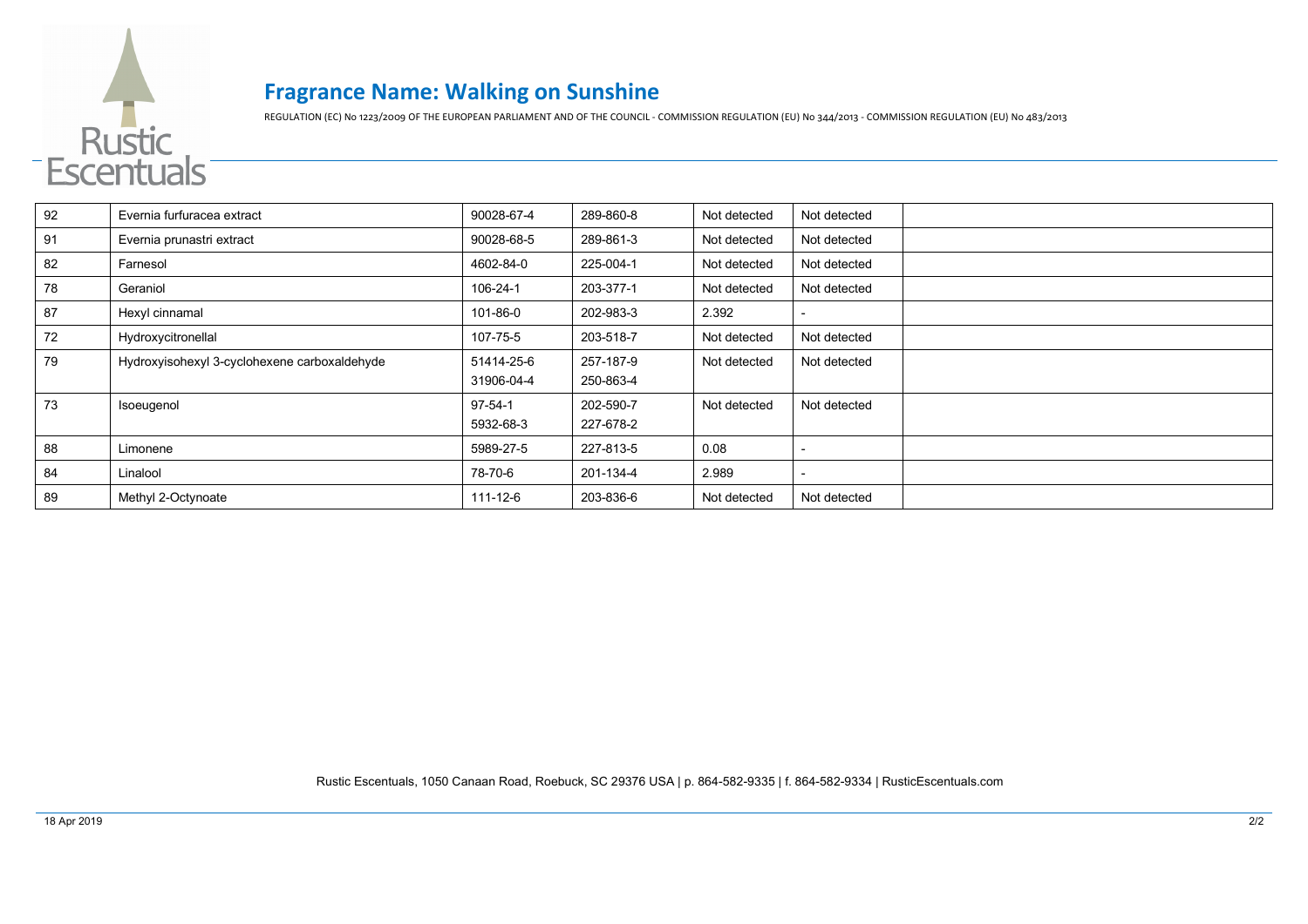## Fragrance Name: Walking on Sunshine

REGULATION (EC) No 1223/2009 OF THE EUROPEAN PARLIAMENT AND OF THE COUNCIL - COMMISSION REGULATION (EU) No 344/2013 - COMMISSION REGULATION (EU) No 483/2013

| | | | | | | |
|---|---|---|---|---|---|---|
| 92 | Evernia furfuracea extract | 90028-67-4 | 289-860-8 | Not detected | Not detected | |
| 91 | Evernia prunastri extract | 90028-68-5 | 289-861-3 | Not detected | Not detected | |
| 82 | Farnesol | 4602-84-0 | 225-004-1 | Not detected | Not detected | |
| 78 | Geraniol | 106-24-1 | 203-377-1 | Not detected | Not detected | |
| 87 | Hexyl cinnamal | 101-86-0 | 202-983-3 | 2.392 | - | |
| 72 | Hydroxycitronellal | 107-75-5 | 203-518-7 | Not detected | Not detected | |
| 79 | Hydroxyisohexyl 3-cyclohexene carboxaldehyde | 51414-25-6<br>31906-04-4 | 257-187-9<br>250-863-4 | Not detected | Not detected | |
| 73 | Isoeugenol | 97-54-1<br>5932-68-3 | 202-590-7<br>227-678-2 | Not detected | Not detected | |
| 88 | Limonene | 5989-27-5 | 227-813-5 | 0.08 | - | |
| 84 | Linalool | 78-70-6 | 201-134-4 | 2.989 | - | |
| 89 | Methyl 2-Octynoate | 111-12-6 | 203-836-6 | Not detected | Not detected | |

Rustic Escentuals, 1050 Canaan Road, Roebuck, SC 29376 USA | p. 864-582-9335 | f. 864-582-9334 | RusticEscentuals.com

18 Apr 2019